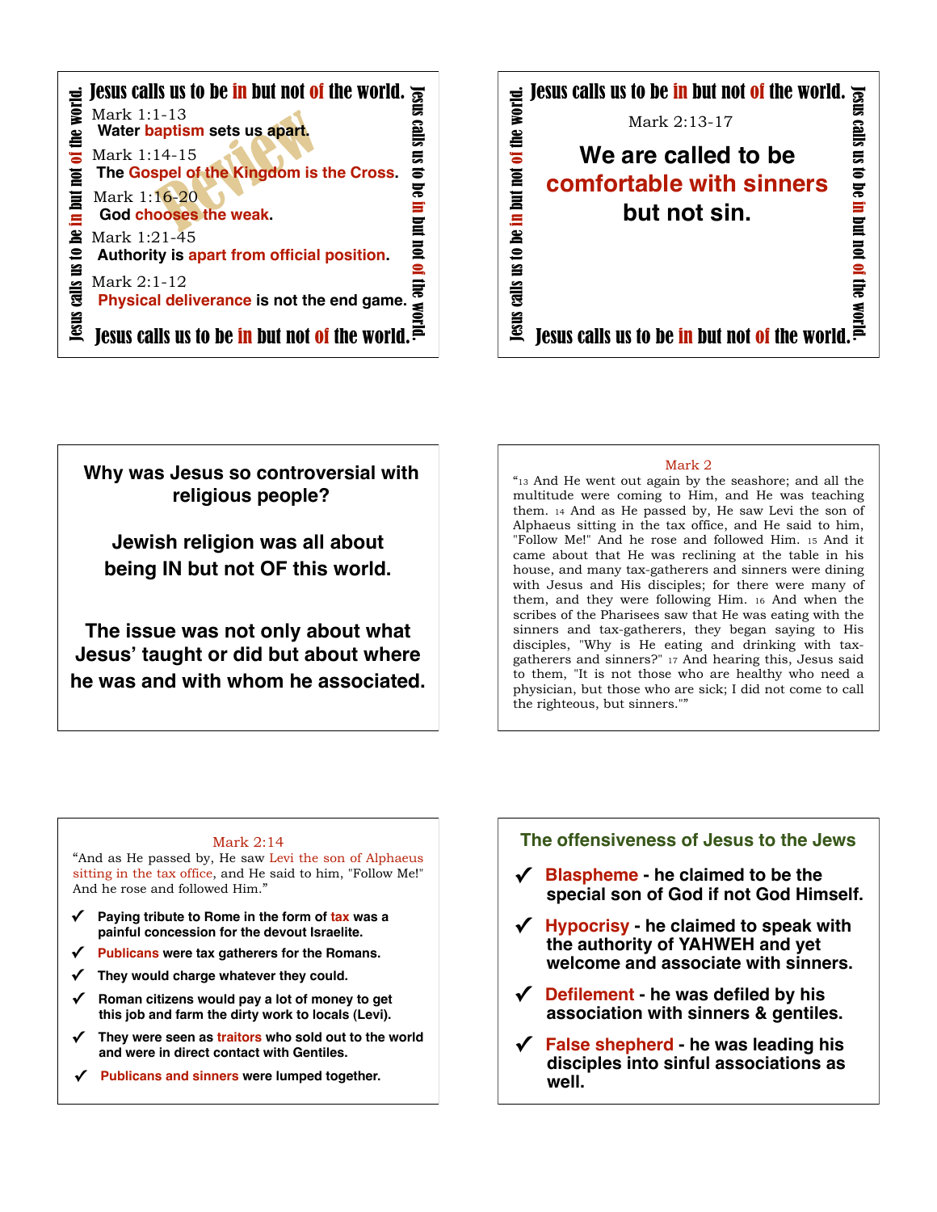## Jesus calls us to be in but not of the world.

Review

Mark 1:1-13
**Water baptism sets us apart.**

Mark 1:14-15
**The Gospel of the Kingdom is the Cross.**

Mark 1:16-20
**God chooses the weak.**

Mark 1:21-45
**Authority is apart from official position.**

Mark 2:1-12
**Physical deliverance is not the end game.**

Jesus calls us to be in but not of the world.

---

## Jesus calls us to be in but not of the world.

Mark 2:13-17

**We are called to be comfortable with sinners but not sin.**

Jesus calls us to be in but not of the world.

---

**Why was Jesus so controversial with religious people?**

**Jewish religion was all about being IN but not OF this world.**

**The issue was not only about what Jesus' taught or did but about where he was and with whom he associated.**

---

Mark 2

"13 And He went out again by the seashore; and all the multitude were coming to Him, and He was teaching them. 14 And as He passed by, He saw Levi the son of Alphaeus sitting in the tax office, and He said to him, "Follow Me!" And he rose and followed Him. 15 And it came about that He was reclining at the table in his house, and many tax-gatherers and sinners were dining with Jesus and His disciples; for there were many of them, and they were following Him. 16 And when the scribes of the Pharisees saw that He was eating with the sinners and tax-gatherers, they began saying to His disciples, "Why is He eating and drinking with tax-gatherers and sinners?" 17 And hearing this, Jesus said to them, "It is not those who are healthy who need a physician, but those who are sick; I did not come to call the righteous, but sinners.""

---

Mark 2:14

"And as He passed by, He saw Levi the son of Alphaeus sitting in the tax office, and He said to him, "Follow Me!" And he rose and followed Him."

- ✔ **Paying tribute to Rome in the form of tax was a painful concession for the devout Israelite.**
- ✔ **Publicans were tax gatherers for the Romans.**
- ✔ **They would charge whatever they could.**
- ✔ **Roman citizens would pay a lot of money to get this job and farm the dirty work to locals (Levi).**
- ✔ **They were seen as traitors who sold out to the world and were in direct contact with Gentiles.**
- ✔ **Publicans and sinners were lumped together.**

---

## The offensiveness of Jesus to the Jews

- ✔ **Blaspheme - he claimed to be the special son of God if not God Himself.**
- ✔ **Hypocrisy - he claimed to speak with the authority of YAHWEH and yet welcome and associate with sinners.**
- ✔ **Defilement - he was defiled by his association with sinners & gentiles.**
- ✔ **False shepherd - he was leading his disciples into sinful associations as well.**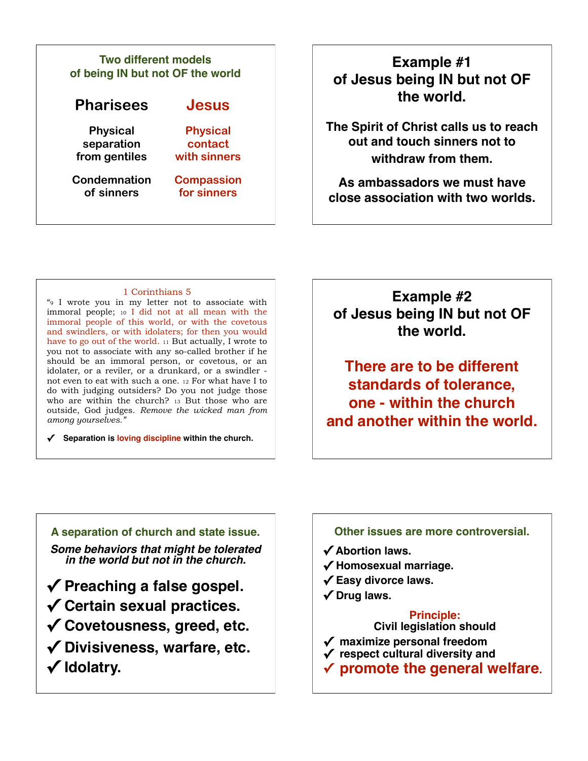### Two different models of being IN but not OF the world

| Pharisees | Jesus |
| --- | --- |
| Physical separation from gentiles | Physical contact with sinners |
| Condemnation of sinners | Compassion for sinners |

## Example #1 of Jesus being IN but not OF the world.

**The Spirit of Christ calls us to reach out and touch sinners not to withdraw from them.**

**As ambassadors we must have close association with two worlds.**

### 1 Corinthians 5

"9 I wrote you in my letter not to associate with immoral people; 10 I did not at all mean with the immoral people of this world, or with the covetous and swindlers, or with idolaters; for then you would have to go out of the world. 11 But actually, I wrote to you not to associate with any so-called brother if he should be an immoral person, or covetous, or an idolater, or a reviler, or a drunkard, or a swindler - not even to eat with such a one. 12 For what have I to do with judging outsiders? Do you not judge those who are within the church? 13 But those who are outside, God judges. *Remove the wicked man from among yourselves.*"

✓ **Separation is loving discipline within the church.**

## Example #2 of Jesus being IN but not OF the world.

**There are to be different standards of tolerance, one - within the church and another within the world.**

### A separation of church and state issue.

***Some behaviors that might be tolerated in the world but not in the church.***

- ✓ **Preaching a false gospel.**
- ✓ **Certain sexual practices.**
- ✓ **Covetousness, greed, etc.**
- ✓ **Divisiveness, warfare, etc.**
- ✓ **Idolatry.**

### Other issues are more controversial.

- ✓ **Abortion laws.**
- ✓ **Homosexual marriage.**
- ✓ **Easy divorce laws.**
- ✓ **Drug laws.**

**Principle:**
**Civil legislation should**

- ✓ **maximize personal freedom**
- ✓ **respect cultural diversity and**
- ✓ **promote the general welfare.**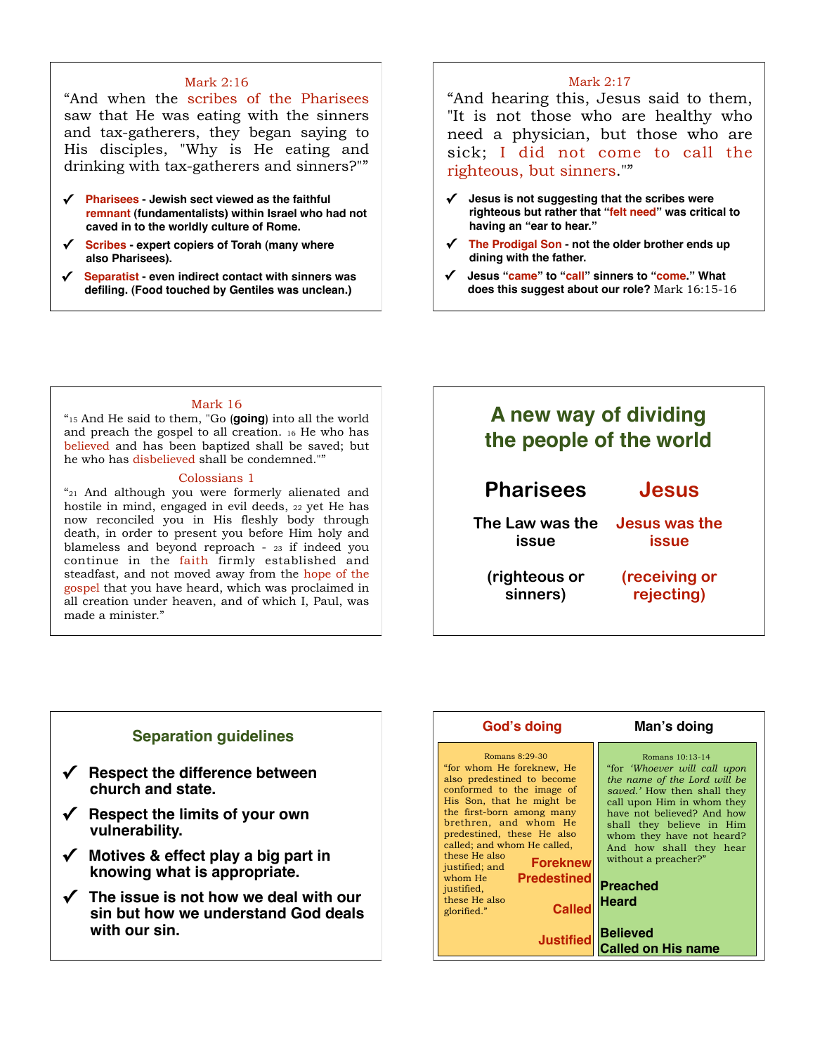### Mark 2:16

"And when the scribes of the Pharisees saw that He was eating with the sinners and tax-gatherers, they began saying to His disciples, "Why is He eating and drinking with tax-gatherers and sinners?""

- ✓ **Pharisees - Jewish sect viewed as the faithful remnant (fundamentalists) within Israel who had not caved in to the worldly culture of Rome.**
- ✓ **Scribes - expert copiers of Torah (many where also Pharisees).**
- ✓ **Separatist - even indirect contact with sinners was defiling. (Food touched by Gentiles was unclean.)**

### Mark 2:17

"And hearing this, Jesus said to them, "It is not those who are healthy who need a physician, but those who are sick; I did not come to call the righteous, but sinners.""

- ✓ **Jesus is not suggesting that the scribes were righteous but rather that "felt need" was critical to having an "ear to hear."**
- ✓ **The Prodigal Son - not the older brother ends up dining with the father.**
- ✓ **Jesus "came" to "call" sinners to "come." What does this suggest about our role?** Mark 16:15-16

### Mark 16

"15 And He said to them, "Go (**going**) into all the world and preach the gospel to all creation. 16 He who has believed and has been baptized shall be saved; but he who has disbelieved shall be condemned.""

### Colossians 1

"21 And although you were formerly alienated and hostile in mind, engaged in evil deeds, 22 yet He has now reconciled you in His fleshly body through death, in order to present you before Him holy and blameless and beyond reproach - 23 if indeed you continue in the faith firmly established and steadfast, and not moved away from the hope of the gospel that you have heard, which was proclaimed in all creation under heaven, and of which I, Paul, was made a minister."

## A new way of dividing the people of the world

| Pharisees | Jesus |
| --- | --- |
| The Law was the issue | Jesus was the issue |
| (righteous or sinners) | (receiving or rejecting) |

## Separation guidelines

- ✓ **Respect the difference between church and state.**
- ✓ **Respect the limits of your own vulnerability.**
- ✓ **Motives & effect play a big part in knowing what is appropriate.**
- ✓ **The issue is not how we deal with our sin but how we understand God deals with our sin.**

| God's doing | Man's doing |
| --- | --- |
| Romans 8:29-30<br>"for whom He foreknew, He also predestined to become conformed to the image of His Son, that he might be the first-born among many brethren, and whom He predestined, these He also called; and whom He called, these He also justified; and whom He justified, these He also glorified." | Romans 10:13-14<br>"for *'Whoever will call upon the name of the Lord will be saved.'* How then shall they call upon Him in whom they have not believed? And how shall they believe in Him whom they have not heard? And how shall they hear without a preacher?" |
| **Foreknew**<br>**Predestined** | **Preached**<br>**Heard** |
| **Called** | |
| **Justified** | **Believed**<br>**Called on His name** |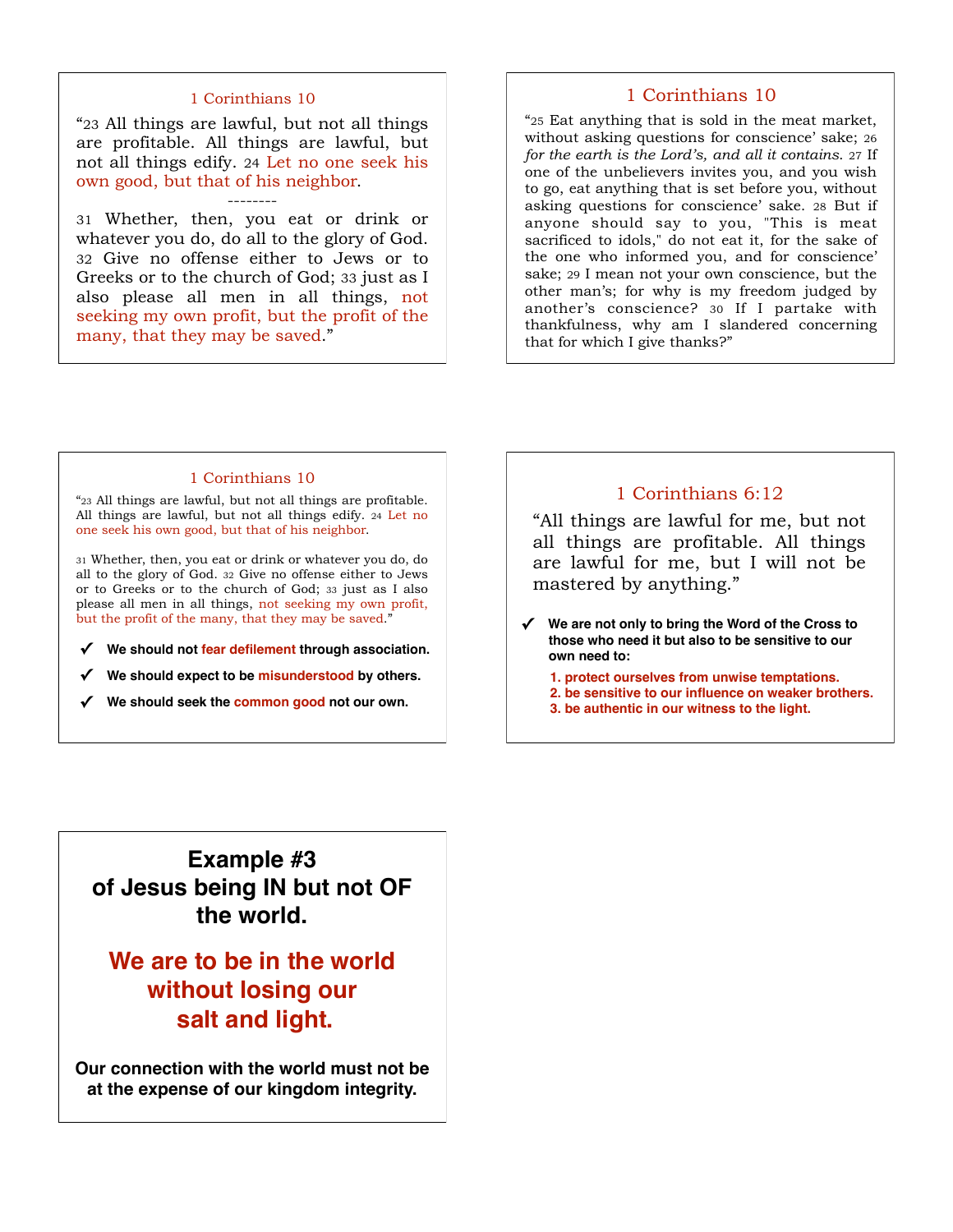## 1 Corinthians 10

"23 All things are lawful, but not all things are profitable. All things are lawful, but not all things edify. 24 Let no one seek his own good, but that of his neighbor.

--------

31 Whether, then, you eat or drink or whatever you do, do all to the glory of God. 32 Give no offense either to Jews or to Greeks or to the church of God; 33 just as I also please all men in all things, not seeking my own profit, but the profit of the many, that they may be saved."

## 1 Corinthians 10

"25 Eat anything that is sold in the meat market, without asking questions for conscience' sake; 26 *for the earth is the Lord's, and all it contains.* 27 If one of the unbelievers invites you, and you wish to go, eat anything that is set before you, without asking questions for conscience' sake. 28 But if anyone should say to you, "This is meat sacrificed to idols," do not eat it, for the sake of the one who informed you, and for conscience' sake; 29 I mean not your own conscience, but the other man's; for why is my freedom judged by another's conscience? 30 If I partake with thankfulness, why am I slandered concerning that for which I give thanks?"

## 1 Corinthians 10

"23 All things are lawful, but not all things are profitable. All things are lawful, but not all things edify. 24 Let no one seek his own good, but that of his neighbor.

31 Whether, then, you eat or drink or whatever you do, do all to the glory of God. 32 Give no offense either to Jews or to Greeks or to the church of God; 33 just as I also please all men in all things, not seeking my own profit, but the profit of the many, that they may be saved."

- ✓ **We should not fear defilement through association.**
- ✓ **We should expect to be misunderstood by others.**
- ✓ **We should seek the common good not our own.**

## 1 Corinthians 6:12

"All things are lawful for me, but not all things are profitable. All things are lawful for me, but I will not be mastered by anything."

✓ **We are not only to bring the Word of the Cross to those who need it but also to be sensitive to our own need to:**

1. **protect ourselves from unwise temptations.**
2. **be sensitive to our influence on weaker brothers.**
3. **be authentic in our witness to the light.**

# Example #3 of Jesus being IN but not OF the world.

## We are to be in the world without losing our salt and light.

**Our connection with the world must not be at the expense of our kingdom integrity.**